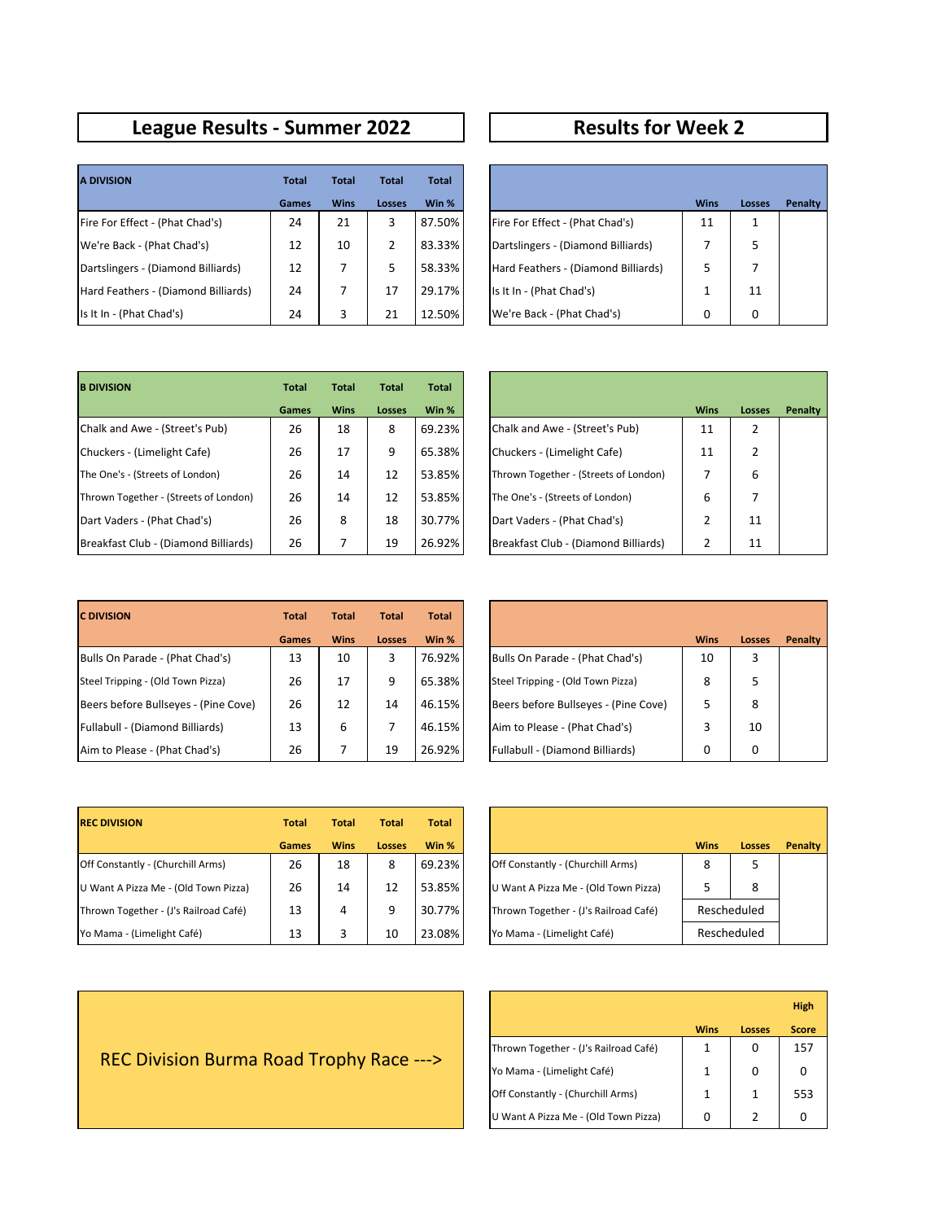## League Results - Summer 2022

| A DIVISION | Total Games | Total Wins | Total Losses | Total Win % |
|---|---|---|---|---|
| Fire For Effect - (Phat Chad's) | 24 | 21 | 3 | 87.50% |
| We're Back - (Phat Chad's) | 12 | 10 | 2 | 83.33% |
| Dartslingers - (Diamond Billiards) | 12 | 7 | 5 | 58.33% |
| Hard Feathers - (Diamond Billiards) | 24 | 7 | 17 | 29.17% |
| Is It In - (Phat Chad's) | 24 | 3 | 21 | 12.50% |

| B DIVISION | Total Games | Total Wins | Total Losses | Total Win % |
|---|---|---|---|---|
| Chalk and Awe - (Street's Pub) | 26 | 18 | 8 | 69.23% |
| Chuckers - (Limelight Cafe) | 26 | 17 | 9 | 65.38% |
| The One's - (Streets of London) | 26 | 14 | 12 | 53.85% |
| Thrown Together - (Streets of London) | 26 | 14 | 12 | 53.85% |
| Dart Vaders - (Phat Chad's) | 26 | 8 | 18 | 30.77% |
| Breakfast Club - (Diamond Billiards) | 26 | 7 | 19 | 26.92% |

| C DIVISION | Total Games | Total Wins | Total Losses | Total Win % |
|---|---|---|---|---|
| Bulls On Parade - (Phat Chad's) | 13 | 10 | 3 | 76.92% |
| Steel Tripping - (Old Town Pizza) | 26 | 17 | 9 | 65.38% |
| Beers before Bullseyes - (Pine Cove) | 26 | 12 | 14 | 46.15% |
| Fullabull - (Diamond Billiards) | 13 | 6 | 7 | 46.15% |
| Aim to Please - (Phat Chad's) | 26 | 7 | 19 | 26.92% |

| REC DIVISION | Total Games | Total Wins | Total Losses | Total Win % |
|---|---|---|---|---|
| Off Constantly - (Churchill Arms) | 26 | 18 | 8 | 69.23% |
| U Want A Pizza Me - (Old Town Pizza) | 26 | 14 | 12 | 53.85% |
| Thrown Together - (J's Railroad Café) | 13 | 4 | 9 | 30.77% |
| Yo Mama - (Limelight Café) | 13 | 3 | 10 | 23.08% |

REC Division Burma Road Trophy Race --->

## Results for Week 2

| | Wins | Losses | Penalty |
|---|---|---|---|
| Fire For Effect - (Phat Chad's) | 11 | 1 | |
| Dartslingers - (Diamond Billiards) | 7 | 5 | |
| Hard Feathers - (Diamond Billiards) | 5 | 7 | |
| Is It In - (Phat Chad's) | 1 | 11 | |
| We're Back - (Phat Chad's) | 0 | 0 | |

| | Wins | Losses | Penalty |
|---|---|---|---|
| Chalk and Awe - (Street's Pub) | 11 | 2 | |
| Chuckers - (Limelight Cafe) | 11 | 2 | |
| Thrown Together - (Streets of London) | 7 | 6 | |
| The One's - (Streets of London) | 6 | 7 | |
| Dart Vaders - (Phat Chad's) | 2 | 11 | |
| Breakfast Club - (Diamond Billiards) | 2 | 11 | |

| | Wins | Losses | Penalty |
|---|---|---|---|
| Bulls On Parade - (Phat Chad's) | 10 | 3 | |
| Steel Tripping - (Old Town Pizza) | 8 | 5 | |
| Beers before Bullseyes - (Pine Cove) | 5 | 8 | |
| Aim to Please - (Phat Chad's) | 3 | 10 | |
| Fullabull - (Diamond Billiards) | 0 | 0 | |

| | Wins | Losses | Penalty |
|---|---|---|---|
| Off Constantly - (Churchill Arms) | 8 | 5 | |
| U Want A Pizza Me - (Old Town Pizza) | 5 | 8 | |
| Thrown Together - (J's Railroad Café) | Rescheduled | | |
| Yo Mama - (Limelight Café) | Rescheduled | | |

| | Wins | Losses | High Score |
|---|---|---|---|
| Thrown Together - (J's Railroad Café) | 1 | 0 | 157 |
| Yo Mama - (Limelight Café) | 1 | 0 | 0 |
| Off Constantly - (Churchill Arms) | 1 | 1 | 553 |
| U Want A Pizza Me - (Old Town Pizza) | 0 | 2 | 0 |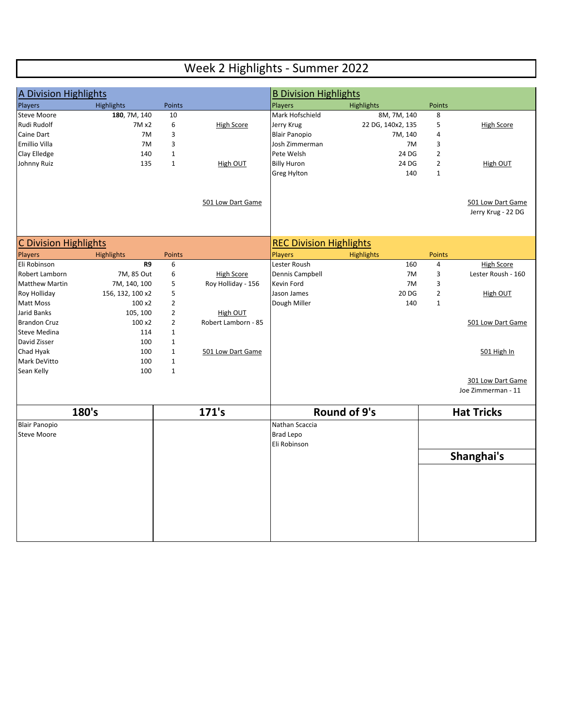# Week 2 Highlights - Summer 2022

## A Division Highlights

| Players | Highlights | Points | |
|---|---|---|---|
| Steve Moore | **180**, 7M, 140 | 10 | |
| Rudi Rudolf | 7M x2 | 6 | High Score |
| Caine Dart | 7M | 3 | |
| Emillio Villa | 7M | 3 | |
| Clay Elledge | 140 | 1 | |
| Johnny Ruiz | 135 | 1 | High OUT |
| | | | |
| | | | 501 Low Dart Game |

## B Division Highlights

| Players | Highlights | Points | |
|---|---|---|---|
| Mark Hofschield | 8M, 7M, 140 | 8 | |
| Jerry Krug | 22 DG, 140x2, 135 | 5 | High Score |
| Blair Panopio | 7M, 140 | 4 | |
| Josh Zimmerman | 7M | 3 | |
| Pete Welsh | 24 DG | 2 | |
| Billy Huron | 24 DG | 2 | High OUT |
| Greg Hylton | 140 | 1 | |
| | | | |
| | | | 501 Low Dart Game |
| | | | Jerry Krug - 22 DG |

## C Division Highlights

| Players | Highlights | Points | |
|---|---|---|---|
| Eli Robinson | **R9** | 6 | |
| Robert Lamborn | 7M, 85 Out | 6 | High Score |
| Matthew Martin | 7M, 140, 100 | 5 | Roy Holliday - 156 |
| Roy Holliday | 156, 132, 100 x2 | 5 | |
| Matt Moss | 100 x2 | 2 | |
| Jarid Banks | 105, 100 | 2 | High OUT |
| Brandon Cruz | 100 x2 | 2 | Robert Lamborn - 85 |
| Steve Medina | 114 | 1 | |
| David Zisser | 100 | 1 | |
| Chad Hyak | 100 | 1 | 501 Low Dart Game |
| Mark DeVitto | 100 | 1 | |
| Sean Kelly | 100 | 1 | |

## REC Division Highlights

| Players | Highlights | Points | |
|---|---|---|---|
| Lester Roush | 160 | 4 | High Score |
| Dennis Campbell | 7M | 3 | Lester Roush - 160 |
| Kevin Ford | 7M | 3 | |
| Jason James | 20 DG | 2 | High OUT |
| Dough Miller | 140 | 1 | |
| | | | |
| | | | 501 Low Dart Game |
| | | | |
| | | | 501 High In |
| | | | |
| | | | 301 Low Dart Game |
| | | | Joe Zimmerman - 11 |

| 180's | 171's | Round of 9's | Hat Tricks |
|---|---|---|---|
| Blair Panopio | | Nathan Scaccia | |
| Steve Moore | | Brad Lepo | |
| | | Eli Robinson | |

### Shanghai's